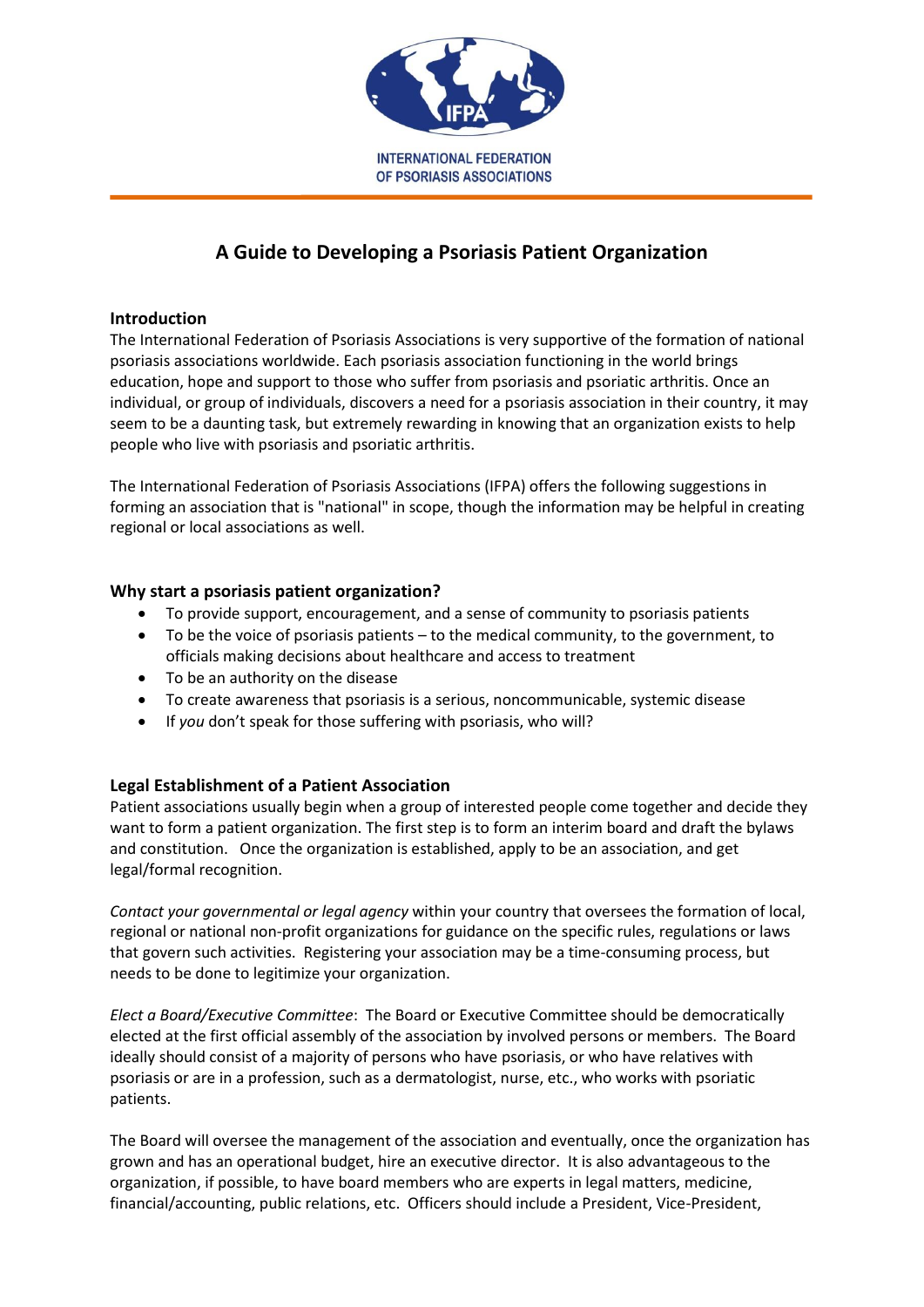INTERNATIONAL FEDERATION OF PSORIASIS ASSOCIATIONS

# A Guide to Developing a Psoriasis Patient Organization

## Introduction

The International Federation of Psoriasis Associations is very supportive of the formation of national psoriasis associations worldwide. Each psoriasis association functioning in the world brings education, hope and support to those who suffer from psoriasis and psoriatic arthritis. Once an individual, or group of individuals, discovers a need for a psoriasis association in their country, it may seem to be a daunting task, but extremely rewarding in knowing that an organization exists to help people who live with psoriasis and psoriatic arthritis.

The International Federation of Psoriasis Associations (IFPA) offers the following suggestions in forming an association that is "national" in scope, though the information may be helpful in creating regional or local associations as well.

## Why start a psoriasis patient organization?

- To provide support, encouragement, and a sense of community to psoriasis patients
- To be the voice of psoriasis patients – to the medical community, to the government, to officials making decisions about healthcare and access to treatment
- To be an authority on the disease
- To create awareness that psoriasis is a serious, noncommunicable, systemic disease
- If *you* don't speak for those suffering with psoriasis, who will?

## Legal Establishment of a Patient Association

Patient associations usually begin when a group of interested people come together and decide they want to form a patient organization. The first step is to form an interim board and draft the bylaws and constitution. Once the organization is established, apply to be an association, and get legal/formal recognition.

*Contact your governmental or legal agency* within your country that oversees the formation of local, regional or national non-profit organizations for guidance on the specific rules, regulations or laws that govern such activities. Registering your association may be a time-consuming process, but needs to be done to legitimize your organization.

*Elect a Board/Executive Committee*: The Board or Executive Committee should be democratically elected at the first official assembly of the association by involved persons or members. The Board ideally should consist of a majority of persons who have psoriasis, or who have relatives with psoriasis or are in a profession, such as a dermatologist, nurse, etc., who works with psoriatic patients.

The Board will oversee the management of the association and eventually, once the organization has grown and has an operational budget, hire an executive director. It is also advantageous to the organization, if possible, to have board members who are experts in legal matters, medicine, financial/accounting, public relations, etc. Officers should include a President, Vice-President,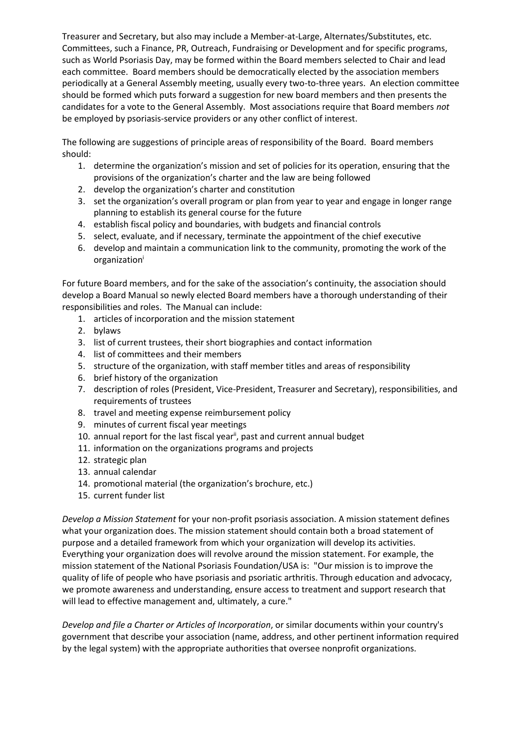Treasurer and Secretary, but also may include a Member-at-Large, Alternates/Substitutes, etc. Committees, such a Finance, PR, Outreach, Fundraising or Development and for specific programs, such as World Psoriasis Day, may be formed within the Board members selected to Chair and lead each committee. Board members should be democratically elected by the association members periodically at a General Assembly meeting, usually every two-to-three years. An election committee should be formed which puts forward a suggestion for new board members and then presents the candidates for a vote to the General Assembly. Most associations require that Board members *not* be employed by psoriasis-service providers or any other conflict of interest.

The following are suggestions of principle areas of responsibility of the Board. Board members should:

1. determine the organization's mission and set of policies for its operation, ensuring that the provisions of the organization's charter and the law are being followed
2. develop the organization's charter and constitution
3. set the organization's overall program or plan from year to year and engage in longer range planning to establish its general course for the future
4. establish fiscal policy and boundaries, with budgets and financial controls
5. select, evaluate, and if necessary, terminate the appointment of the chief executive
6. develop and maintain a communication link to the community, promoting the work of the organization[i]

For future Board members, and for the sake of the association's continuity, the association should develop a Board Manual so newly elected Board members have a thorough understanding of their responsibilities and roles. The Manual can include:

1. articles of incorporation and the mission statement
2. bylaws
3. list of current trustees, their short biographies and contact information
4. list of committees and their members
5. structure of the organization, with staff member titles and areas of responsibility
6. brief history of the organization
7. description of roles (President, Vice-President, Treasurer and Secretary), responsibilities, and requirements of trustees
8. travel and meeting expense reimbursement policy
9. minutes of current fiscal year meetings
10. annual report for the last fiscal year[ii], past and current annual budget
11. information on the organizations programs and projects
12. strategic plan
13. annual calendar
14. promotional material (the organization's brochure, etc.)
15. current funder list

*Develop a Mission Statement* for your non-profit psoriasis association. A mission statement defines what your organization does. The mission statement should contain both a broad statement of purpose and a detailed framework from which your organization will develop its activities. Everything your organization does will revolve around the mission statement. For example, the mission statement of the National Psoriasis Foundation/USA is: "Our mission is to improve the quality of life of people who have psoriasis and psoriatic arthritis. Through education and advocacy, we promote awareness and understanding, ensure access to treatment and support research that will lead to effective management and, ultimately, a cure."

*Develop and file a Charter or Articles of Incorporation*, or similar documents within your country's government that describe your association (name, address, and other pertinent information required by the legal system) with the appropriate authorities that oversee nonprofit organizations.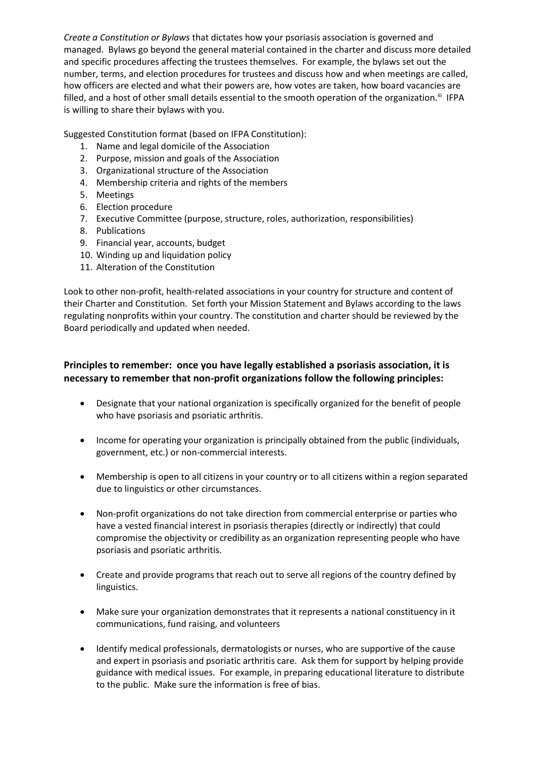*Create a Constitution or Bylaws* that dictates how your psoriasis association is governed and managed. Bylaws go beyond the general material contained in the charter and discuss more detailed and specific procedures affecting the trustees themselves. For example, the bylaws set out the number, terms, and election procedures for trustees and discuss how and when meetings are called, how officers are elected and what their powers are, how votes are taken, how board vacancies are filled, and a host of other small details essential to the smooth operation of the organization.[iii] IFPA is willing to share their bylaws with you.

Suggested Constitution format (based on IFPA Constitution):

1. Name and legal domicile of the Association
2. Purpose, mission and goals of the Association
3. Organizational structure of the Association
4. Membership criteria and rights of the members
5. Meetings
6. Election procedure
7. Executive Committee (purpose, structure, roles, authorization, responsibilities)
8. Publications
9. Financial year, accounts, budget
10. Winding up and liquidation policy
11. Alteration of the Constitution

Look to other non-profit, health-related associations in your country for structure and content of their Charter and Constitution. Set forth your Mission Statement and Bylaws according to the laws regulating nonprofits within your country. The constitution and charter should be reviewed by the Board periodically and updated when needed.

**Principles to remember: once you have legally established a psoriasis association, it is necessary to remember that non-profit organizations follow the following principles:**

- Designate that your national organization is specifically organized for the benefit of people who have psoriasis and psoriatic arthritis.
- Income for operating your organization is principally obtained from the public (individuals, government, etc.) or non-commercial interests.
- Membership is open to all citizens in your country or to all citizens within a region separated due to linguistics or other circumstances.
- Non-profit organizations do not take direction from commercial enterprise or parties who have a vested financial interest in psoriasis therapies (directly or indirectly) that could compromise the objectivity or credibility as an organization representing people who have psoriasis and psoriatic arthritis.
- Create and provide programs that reach out to serve all regions of the country defined by linguistics.
- Make sure your organization demonstrates that it represents a national constituency in it communications, fund raising, and volunteers
- Identify medical professionals, dermatologists or nurses, who are supportive of the cause and expert in psoriasis and psoriatic arthritis care. Ask them for support by helping provide guidance with medical issues. For example, in preparing educational literature to distribute to the public. Make sure the information is free of bias.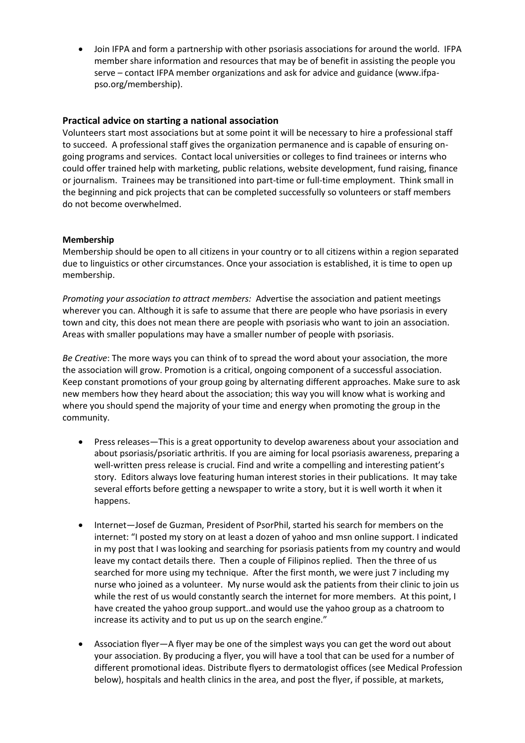- Join IFPA and form a partnership with other psoriasis associations for around the world. IFPA member share information and resources that may be of benefit in assisting the people you serve – contact IFPA member organizations and ask for advice and guidance (www.ifpa-pso.org/membership).

## Practical advice on starting a national association

Volunteers start most associations but at some point it will be necessary to hire a professional staff to succeed. A professional staff gives the organization permanence and is capable of ensuring on-going programs and services. Contact local universities or colleges to find trainees or interns who could offer trained help with marketing, public relations, website development, fund raising, finance or journalism. Trainees may be transitioned into part-time or full-time employment. Think small in the beginning and pick projects that can be completed successfully so volunteers or staff members do not become overwhelmed.

### Membership

Membership should be open to all citizens in your country or to all citizens within a region separated due to linguistics or other circumstances. Once your association is established, it is time to open up membership.

*Promoting your association to attract members:* Advertise the association and patient meetings wherever you can. Although it is safe to assume that there are people who have psoriasis in every town and city, this does not mean there are people with psoriasis who want to join an association. Areas with smaller populations may have a smaller number of people with psoriasis.

*Be Creative*: The more ways you can think of to spread the word about your association, the more the association will grow. Promotion is a critical, ongoing component of a successful association. Keep constant promotions of your group going by alternating different approaches. Make sure to ask new members how they heard about the association; this way you will know what is working and where you should spend the majority of your time and energy when promoting the group in the community.

- Press releases—This is a great opportunity to develop awareness about your association and about psoriasis/psoriatic arthritis. If you are aiming for local psoriasis awareness, preparing a well-written press release is crucial. Find and write a compelling and interesting patient's story. Editors always love featuring human interest stories in their publications. It may take several efforts before getting a newspaper to write a story, but it is well worth it when it happens.

- Internet—Josef de Guzman, President of PsorPhil, started his search for members on the internet: "I posted my story on at least a dozen of yahoo and msn online support. I indicated in my post that I was looking and searching for psoriasis patients from my country and would leave my contact details there. Then a couple of Filipinos replied. Then the three of us searched for more using my technique. After the first month, we were just 7 including my nurse who joined as a volunteer. My nurse would ask the patients from their clinic to join us while the rest of us would constantly search the internet for more members. At this point, I have created the yahoo group support..and would use the yahoo group as a chatroom to increase its activity and to put us up on the search engine."

- Association flyer—A flyer may be one of the simplest ways you can get the word out about your association. By producing a flyer, you will have a tool that can be used for a number of different promotional ideas. Distribute flyers to dermatologist offices (see Medical Profession below), hospitals and health clinics in the area, and post the flyer, if possible, at markets,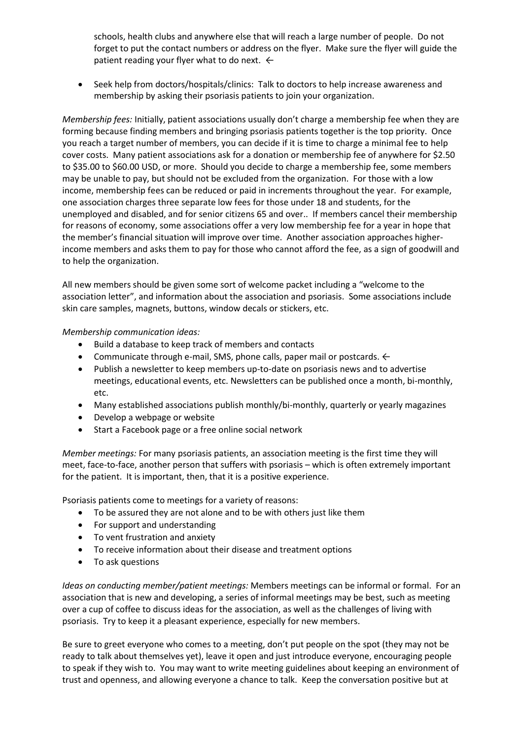schools, health clubs and anywhere else that will reach a large number of people. Do not forget to put the contact numbers or address on the flyer. Make sure the flyer will guide the patient reading your flyer what to do next. ←

- Seek help from doctors/hospitals/clinics: Talk to doctors to help increase awareness and membership by asking their psoriasis patients to join your organization.

*Membership fees:* Initially, patient associations usually don't charge a membership fee when they are forming because finding members and bringing psoriasis patients together is the top priority. Once you reach a target number of members, you can decide if it is time to charge a minimal fee to help cover costs. Many patient associations ask for a donation or membership fee of anywhere for $2.50 to $35.00 to $60.00 USD, or more. Should you decide to charge a membership fee, some members may be unable to pay, but should not be excluded from the organization. For those with a low income, membership fees can be reduced or paid in increments throughout the year. For example, one association charges three separate low fees for those under 18 and students, for the unemployed and disabled, and for senior citizens 65 and over.. If members cancel their membership for reasons of economy, some associations offer a very low membership fee for a year in hope that the member's financial situation will improve over time. Another association approaches higher-income members and asks them to pay for those who cannot afford the fee, as a sign of goodwill and to help the organization.

All new members should be given some sort of welcome packet including a "welcome to the association letter", and information about the association and psoriasis. Some associations include skin care samples, magnets, buttons, window decals or stickers, etc.

*Membership communication ideas:*

- Build a database to keep track of members and contacts
- Communicate through e-mail, SMS, phone calls, paper mail or postcards. ←
- Publish a newsletter to keep members up-to-date on psoriasis news and to advertise meetings, educational events, etc. Newsletters can be published once a month, bi-monthly, etc.
- Many established associations publish monthly/bi-monthly, quarterly or yearly magazines
- Develop a webpage or website
- Start a Facebook page or a free online social network

*Member meetings:* For many psoriasis patients, an association meeting is the first time they will meet, face-to-face, another person that suffers with psoriasis – which is often extremely important for the patient. It is important, then, that it is a positive experience.

Psoriasis patients come to meetings for a variety of reasons:

- To be assured they are not alone and to be with others just like them
- For support and understanding
- To vent frustration and anxiety
- To receive information about their disease and treatment options
- To ask questions

*Ideas on conducting member/patient meetings:* Members meetings can be informal or formal. For an association that is new and developing, a series of informal meetings may be best, such as meeting over a cup of coffee to discuss ideas for the association, as well as the challenges of living with psoriasis. Try to keep it a pleasant experience, especially for new members.

Be sure to greet everyone who comes to a meeting, don't put people on the spot (they may not be ready to talk about themselves yet), leave it open and just introduce everyone, encouraging people to speak if they wish to. You may want to write meeting guidelines about keeping an environment of trust and openness, and allowing everyone a chance to talk. Keep the conversation positive but at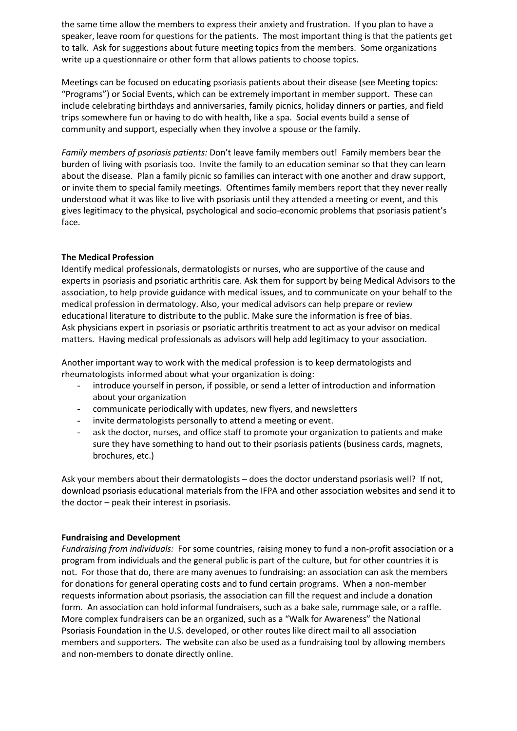the same time allow the members to express their anxiety and frustration. If you plan to have a speaker, leave room for questions for the patients. The most important thing is that the patients get to talk. Ask for suggestions about future meeting topics from the members. Some organizations write up a questionnaire or other form that allows patients to choose topics.

Meetings can be focused on educating psoriasis patients about their disease (see Meeting topics: "Programs") or Social Events, which can be extremely important in member support. These can include celebrating birthdays and anniversaries, family picnics, holiday dinners or parties, and field trips somewhere fun or having to do with health, like a spa. Social events build a sense of community and support, especially when they involve a spouse or the family.

*Family members of psoriasis patients:* Don't leave family members out! Family members bear the burden of living with psoriasis too. Invite the family to an education seminar so that they can learn about the disease. Plan a family picnic so families can interact with one another and draw support, or invite them to special family meetings. Oftentimes family members report that they never really understood what it was like to live with psoriasis until they attended a meeting or event, and this gives legitimacy to the physical, psychological and socio-economic problems that psoriasis patient's face.

**The Medical Profession**

Identify medical professionals, dermatologists or nurses, who are supportive of the cause and experts in psoriasis and psoriatic arthritis care. Ask them for support by being Medical Advisors to the association, to help provide guidance with medical issues, and to communicate on your behalf to the medical profession in dermatology. Also, your medical advisors can help prepare or review educational literature to distribute to the public. Make sure the information is free of bias. Ask physicians expert in psoriasis or psoriatic arthritis treatment to act as your advisor on medical matters. Having medical professionals as advisors will help add legitimacy to your association.

Another important way to work with the medical profession is to keep dermatologists and rheumatologists informed about what your organization is doing:

- introduce yourself in person, if possible, or send a letter of introduction and information about your organization
- communicate periodically with updates, new flyers, and newsletters
- invite dermatologists personally to attend a meeting or event.
- ask the doctor, nurses, and office staff to promote your organization to patients and make sure they have something to hand out to their psoriasis patients (business cards, magnets, brochures, etc.)

Ask your members about their dermatologists – does the doctor understand psoriasis well? If not, download psoriasis educational materials from the IFPA and other association websites and send it to the doctor – peak their interest in psoriasis.

**Fundraising and Development**

*Fundraising from individuals:* For some countries, raising money to fund a non-profit association or a program from individuals and the general public is part of the culture, but for other countries it is not. For those that do, there are many avenues to fundraising: an association can ask the members for donations for general operating costs and to fund certain programs. When a non-member requests information about psoriasis, the association can fill the request and include a donation form. An association can hold informal fundraisers, such as a bake sale, rummage sale, or a raffle. More complex fundraisers can be an organized, such as a "Walk for Awareness" the National Psoriasis Foundation in the U.S. developed, or other routes like direct mail to all association members and supporters. The website can also be used as a fundraising tool by allowing members and non-members to donate directly online.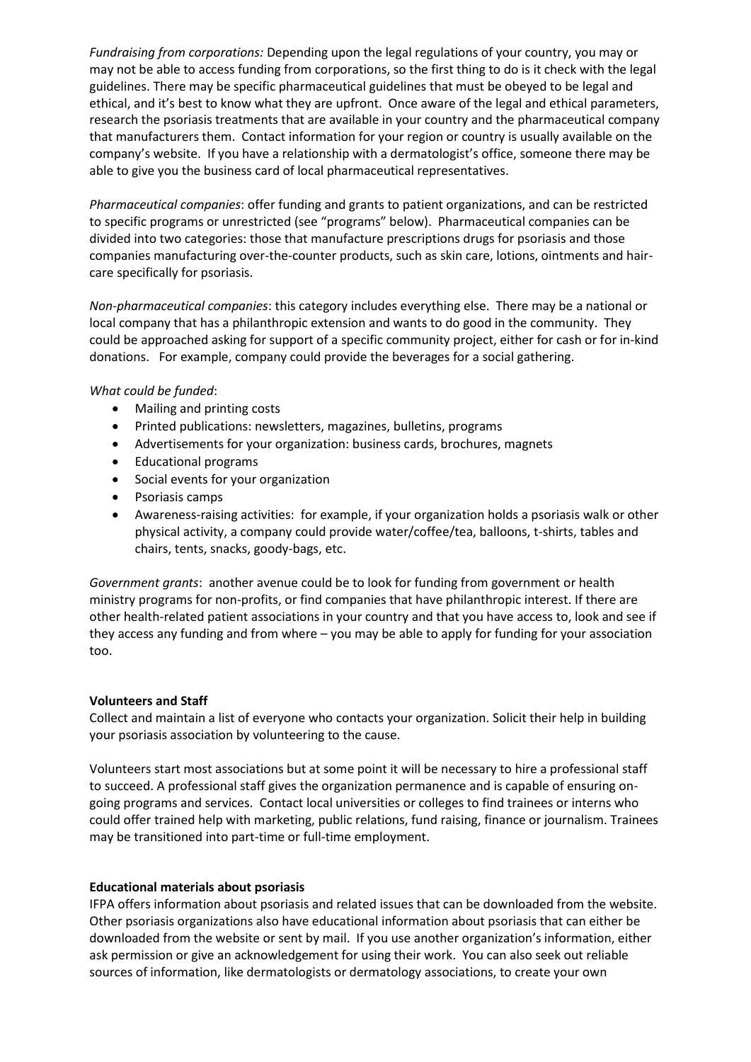*Fundraising from corporations:* Depending upon the legal regulations of your country, you may or may not be able to access funding from corporations, so the first thing to do is it check with the legal guidelines. There may be specific pharmaceutical guidelines that must be obeyed to be legal and ethical, and it's best to know what they are upfront. Once aware of the legal and ethical parameters, research the psoriasis treatments that are available in your country and the pharmaceutical company that manufacturers them. Contact information for your region or country is usually available on the company's website. If you have a relationship with a dermatologist's office, someone there may be able to give you the business card of local pharmaceutical representatives.

*Pharmaceutical companies*: offer funding and grants to patient organizations, and can be restricted to specific programs or unrestricted (see "programs" below). Pharmaceutical companies can be divided into two categories: those that manufacture prescriptions drugs for psoriasis and those companies manufacturing over-the-counter products, such as skin care, lotions, ointments and hair-care specifically for psoriasis.

*Non-pharmaceutical companies*: this category includes everything else. There may be a national or local company that has a philanthropic extension and wants to do good in the community. They could be approached asking for support of a specific community project, either for cash or for in-kind donations. For example, company could provide the beverages for a social gathering.

*What could be funded*:

- Mailing and printing costs
- Printed publications: newsletters, magazines, bulletins, programs
- Advertisements for your organization: business cards, brochures, magnets
- Educational programs
- Social events for your organization
- Psoriasis camps
- Awareness-raising activities: for example, if your organization holds a psoriasis walk or other physical activity, a company could provide water/coffee/tea, balloons, t-shirts, tables and chairs, tents, snacks, goody-bags, etc.

*Government grants*: another avenue could be to look for funding from government or health ministry programs for non-profits, or find companies that have philanthropic interest. If there are other health-related patient associations in your country and that you have access to, look and see if they access any funding and from where – you may be able to apply for funding for your association too.

**Volunteers and Staff**

Collect and maintain a list of everyone who contacts your organization. Solicit their help in building your psoriasis association by volunteering to the cause.

Volunteers start most associations but at some point it will be necessary to hire a professional staff to succeed. A professional staff gives the organization permanence and is capable of ensuring on-going programs and services. Contact local universities or colleges to find trainees or interns who could offer trained help with marketing, public relations, fund raising, finance or journalism. Trainees may be transitioned into part-time or full-time employment.

**Educational materials about psoriasis**

IFPA offers information about psoriasis and related issues that can be downloaded from the website. Other psoriasis organizations also have educational information about psoriasis that can either be downloaded from the website or sent by mail. If you use another organization's information, either ask permission or give an acknowledgement for using their work. You can also seek out reliable sources of information, like dermatologists or dermatology associations, to create your own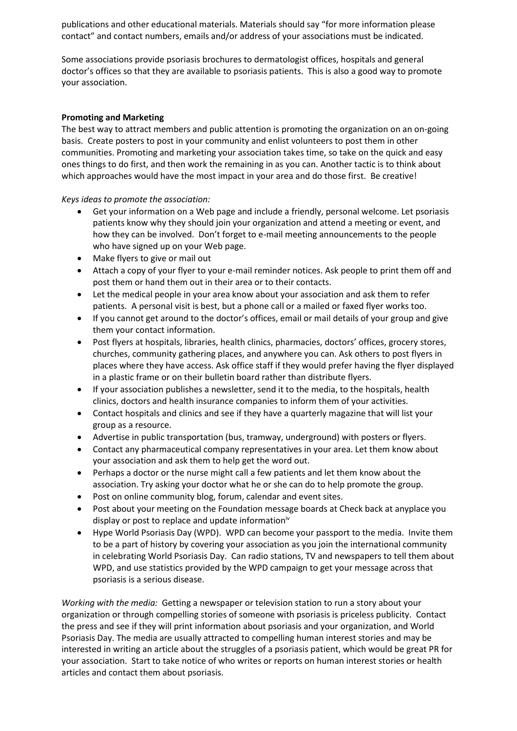publications and other educational materials. Materials should say "for more information please contact" and contact numbers, emails and/or address of your associations must be indicated.

Some associations provide psoriasis brochures to dermatologist offices, hospitals and general doctor's offices so that they are available to psoriasis patients. This is also a good way to promote your association.

**Promoting and Marketing**

The best way to attract members and public attention is promoting the organization on an on-going basis. Create posters to post in your community and enlist volunteers to post them in other communities. Promoting and marketing your association takes time, so take on the quick and easy ones things to do first, and then work the remaining in as you can. Another tactic is to think about which approaches would have the most impact in your area and do those first. Be creative!

*Keys ideas to promote the association:*

- Get your information on a Web page and include a friendly, personal welcome. Let psoriasis patients know why they should join your organization and attend a meeting or event, and how they can be involved. Don't forget to e-mail meeting announcements to the people who have signed up on your Web page.
- Make flyers to give or mail out
- Attach a copy of your flyer to your e-mail reminder notices. Ask people to print them off and post them or hand them out in their area or to their contacts.
- Let the medical people in your area know about your association and ask them to refer patients. A personal visit is best, but a phone call or a mailed or faxed flyer works too.
- If you cannot get around to the doctor's offices, email or mail details of your group and give them your contact information.
- Post flyers at hospitals, libraries, health clinics, pharmacies, doctors' offices, grocery stores, churches, community gathering places, and anywhere you can. Ask others to post flyers in places where they have access. Ask office staff if they would prefer having the flyer displayed in a plastic frame or on their bulletin board rather than distribute flyers.
- If your association publishes a newsletter, send it to the media, to the hospitals, health clinics, doctors and health insurance companies to inform them of your activities.
- Contact hospitals and clinics and see if they have a quarterly magazine that will list your group as a resource.
- Advertise in public transportation (bus, tramway, underground) with posters or flyers.
- Contact any pharmaceutical company representatives in your area. Let them know about your association and ask them to help get the word out.
- Perhaps a doctor or the nurse might call a few patients and let them know about the association. Try asking your doctor what he or she can do to help promote the group.
- Post on online community blog, forum, calendar and event sites.
- Post about your meeting on the Foundation message boards at Check back at anyplace you display or post to replace and update information[iv]
- Hype World Psoriasis Day (WPD). WPD can become your passport to the media. Invite them to be a part of history by covering your association as you join the international community in celebrating World Psoriasis Day. Can radio stations, TV and newspapers to tell them about WPD, and use statistics provided by the WPD campaign to get your message across that psoriasis is a serious disease.

*Working with the media:* Getting a newspaper or television station to run a story about your organization or through compelling stories of someone with psoriasis is priceless publicity. Contact the press and see if they will print information about psoriasis and your organization, and World Psoriasis Day. The media are usually attracted to compelling human interest stories and may be interested in writing an article about the struggles of a psoriasis patient, which would be great PR for your association. Start to take notice of who writes or reports on human interest stories or health articles and contact them about psoriasis.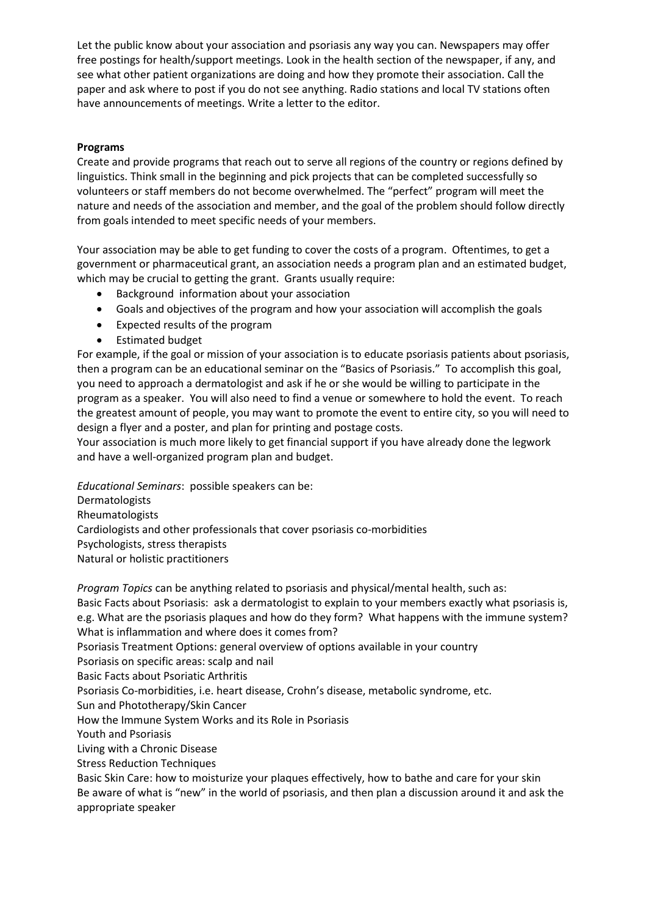Let the public know about your association and psoriasis any way you can. Newspapers may offer free postings for health/support meetings. Look in the health section of the newspaper, if any, and see what other patient organizations are doing and how they promote their association. Call the paper and ask where to post if you do not see anything. Radio stations and local TV stations often have announcements of meetings. Write a letter to the editor.

**Programs**

Create and provide programs that reach out to serve all regions of the country or regions defined by linguistics. Think small in the beginning and pick projects that can be completed successfully so volunteers or staff members do not become overwhelmed. The "perfect" program will meet the nature and needs of the association and member, and the goal of the problem should follow directly from goals intended to meet specific needs of your members.

Your association may be able to get funding to cover the costs of a program. Oftentimes, to get a government or pharmaceutical grant, an association needs a program plan and an estimated budget, which may be crucial to getting the grant. Grants usually require:

- Background information about your association
- Goals and objectives of the program and how your association will accomplish the goals
- Expected results of the program
- Estimated budget

For example, if the goal or mission of your association is to educate psoriasis patients about psoriasis, then a program can be an educational seminar on the "Basics of Psoriasis." To accomplish this goal, you need to approach a dermatologist and ask if he or she would be willing to participate in the program as a speaker. You will also need to find a venue or somewhere to hold the event. To reach the greatest amount of people, you may want to promote the event to entire city, so you will need to design a flyer and a poster, and plan for printing and postage costs.

Your association is much more likely to get financial support if you have already done the legwork and have a well-organized program plan and budget.

*Educational Seminars*: possible speakers can be:

Dermatologists
Rheumatologists
Cardiologists and other professionals that cover psoriasis co-morbidities
Psychologists, stress therapists
Natural or holistic practitioners

*Program Topics* can be anything related to psoriasis and physical/mental health, such as:

Basic Facts about Psoriasis: ask a dermatologist to explain to your members exactly what psoriasis is, e.g. What are the psoriasis plaques and how do they form? What happens with the immune system? What is inflammation and where does it comes from?
Psoriasis Treatment Options: general overview of options available in your country
Psoriasis on specific areas: scalp and nail
Basic Facts about Psoriatic Arthritis
Psoriasis Co-morbidities, i.e. heart disease, Crohn's disease, metabolic syndrome, etc.
Sun and Phototherapy/Skin Cancer
How the Immune System Works and its Role in Psoriasis
Youth and Psoriasis
Living with a Chronic Disease
Stress Reduction Techniques
Basic Skin Care: how to moisturize your plaques effectively, how to bathe and care for your skin
Be aware of what is "new" in the world of psoriasis, and then plan a discussion around it and ask the appropriate speaker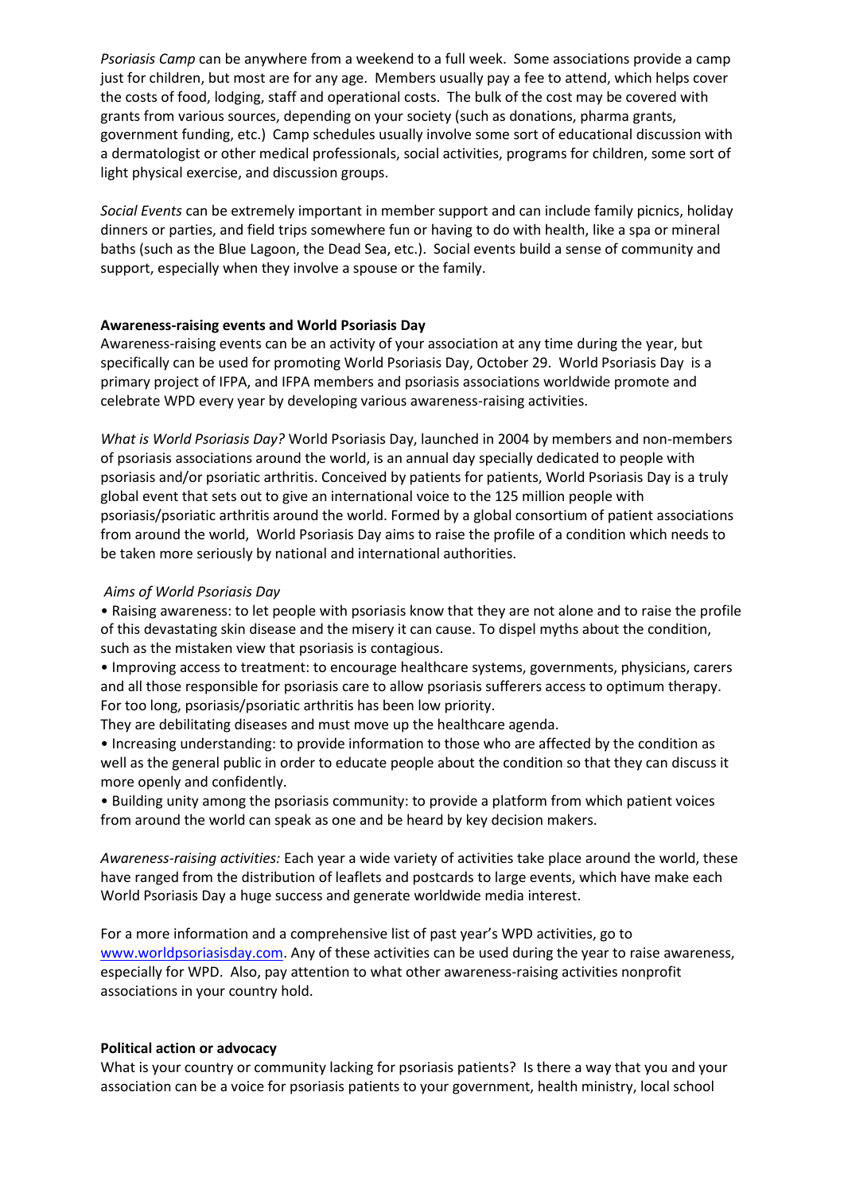*Psoriasis Camp* can be anywhere from a weekend to a full week. Some associations provide a camp just for children, but most are for any age. Members usually pay a fee to attend, which helps cover the costs of food, lodging, staff and operational costs. The bulk of the cost may be covered with grants from various sources, depending on your society (such as donations, pharma grants, government funding, etc.) Camp schedules usually involve some sort of educational discussion with a dermatologist or other medical professionals, social activities, programs for children, some sort of light physical exercise, and discussion groups.

*Social Events* can be extremely important in member support and can include family picnics, holiday dinners or parties, and field trips somewhere fun or having to do with health, like a spa or mineral baths (such as the Blue Lagoon, the Dead Sea, etc.). Social events build a sense of community and support, especially when they involve a spouse or the family.

**Awareness-raising events and World Psoriasis Day**

Awareness-raising events can be an activity of your association at any time during the year, but specifically can be used for promoting World Psoriasis Day, October 29. World Psoriasis Day is a primary project of IFPA, and IFPA members and psoriasis associations worldwide promote and celebrate WPD every year by developing various awareness-raising activities.

*What is World Psoriasis Day?* World Psoriasis Day, launched in 2004 by members and non-members of psoriasis associations around the world, is an annual day specially dedicated to people with psoriasis and/or psoriatic arthritis. Conceived by patients for patients, World Psoriasis Day is a truly global event that sets out to give an international voice to the 125 million people with psoriasis/psoriatic arthritis around the world. Formed by a global consortium of patient associations from around the world, World Psoriasis Day aims to raise the profile of a condition which needs to be taken more seriously by national and international authorities.

*Aims of World Psoriasis Day*

- Raising awareness: to let people with psoriasis know that they are not alone and to raise the profile of this devastating skin disease and the misery it can cause. To dispel myths about the condition, such as the mistaken view that psoriasis is contagious.
- Improving access to treatment: to encourage healthcare systems, governments, physicians, carers and all those responsible for psoriasis care to allow psoriasis sufferers access to optimum therapy. For too long, psoriasis/psoriatic arthritis has been low priority.
They are debilitating diseases and must move up the healthcare agenda.
- Increasing understanding: to provide information to those who are affected by the condition as well as the general public in order to educate people about the condition so that they can discuss it more openly and confidently.
- Building unity among the psoriasis community: to provide a platform from which patient voices from around the world can speak as one and be heard by key decision makers.

*Awareness-raising activities:* Each year a wide variety of activities take place around the world, these have ranged from the distribution of leaflets and postcards to large events, which have make each World Psoriasis Day a huge success and generate worldwide media interest.

For a more information and a comprehensive list of past year's WPD activities, go to www.worldpsoriasisday.com. Any of these activities can be used during the year to raise awareness, especially for WPD. Also, pay attention to what other awareness-raising activities nonprofit associations in your country hold.

**Political action or advocacy**

What is your country or community lacking for psoriasis patients? Is there a way that you and your association can be a voice for psoriasis patients to your government, health ministry, local school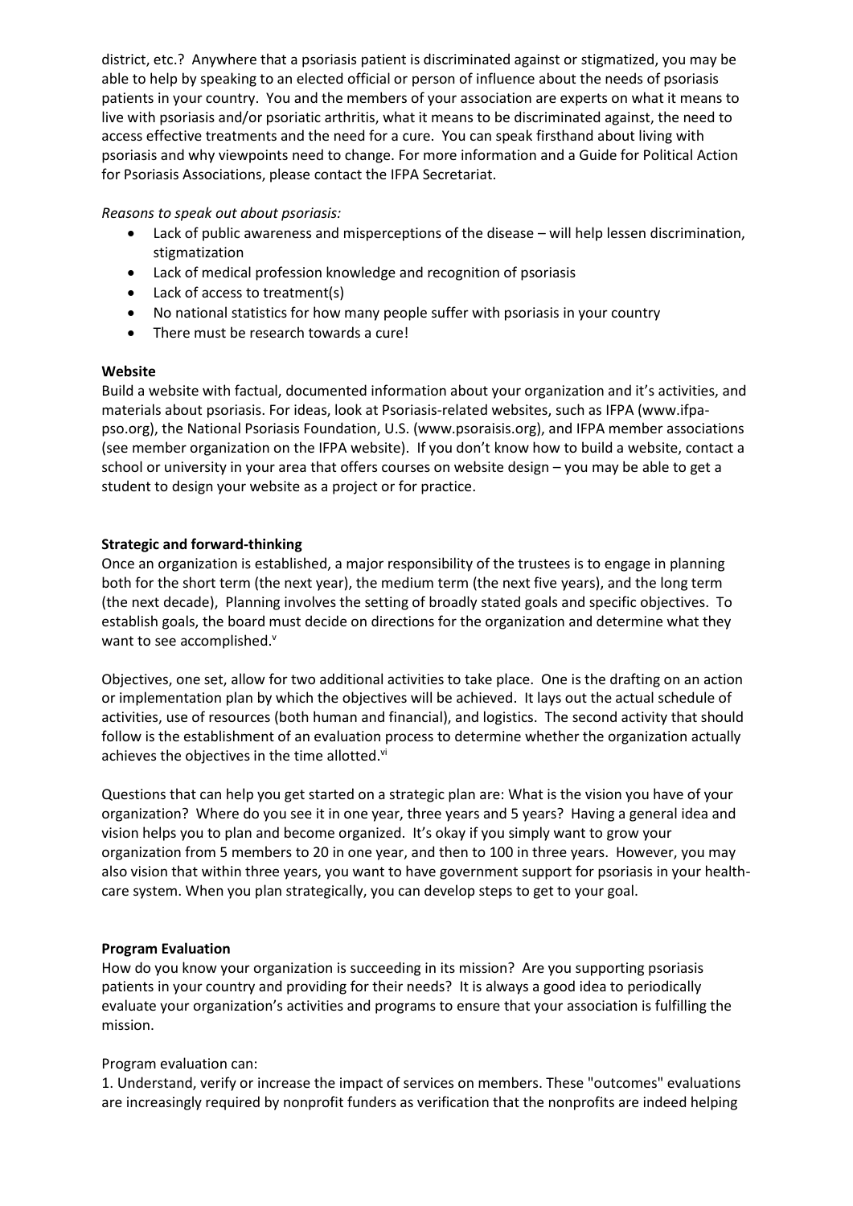district, etc.? Anywhere that a psoriasis patient is discriminated against or stigmatized, you may be able to help by speaking to an elected official or person of influence about the needs of psoriasis patients in your country. You and the members of your association are experts on what it means to live with psoriasis and/or psoriatic arthritis, what it means to be discriminated against, the need to access effective treatments and the need for a cure. You can speak firsthand about living with psoriasis and why viewpoints need to change. For more information and a Guide for Political Action for Psoriasis Associations, please contact the IFPA Secretariat.

*Reasons to speak out about psoriasis:*

- Lack of public awareness and misperceptions of the disease – will help lessen discrimination, stigmatization
- Lack of medical profession knowledge and recognition of psoriasis
- Lack of access to treatment(s)
- No national statistics for how many people suffer with psoriasis in your country
- There must be research towards a cure!

**Website**

Build a website with factual, documented information about your organization and it's activities, and materials about psoriasis. For ideas, look at Psoriasis-related websites, such as IFPA (www.ifpa-pso.org), the National Psoriasis Foundation, U.S. (www.psoraisis.org), and IFPA member associations (see member organization on the IFPA website). If you don't know how to build a website, contact a school or university in your area that offers courses on website design – you may be able to get a student to design your website as a project or for practice.

**Strategic and forward-thinking**

Once an organization is established, a major responsibility of the trustees is to engage in planning both for the short term (the next year), the medium term (the next five years), and the long term (the next decade), Planning involves the setting of broadly stated goals and specific objectives. To establish goals, the board must decide on directions for the organization and determine what they want to see accomplished.[v]

Objectives, one set, allow for two additional activities to take place. One is the drafting on an action or implementation plan by which the objectives will be achieved. It lays out the actual schedule of activities, use of resources (both human and financial), and logistics. The second activity that should follow is the establishment of an evaluation process to determine whether the organization actually achieves the objectives in the time allotted.[vi]

Questions that can help you get started on a strategic plan are: What is the vision you have of your organization? Where do you see it in one year, three years and 5 years? Having a general idea and vision helps you to plan and become organized. It's okay if you simply want to grow your organization from 5 members to 20 in one year, and then to 100 in three years. However, you may also vision that within three years, you want to have government support for psoriasis in your health-care system. When you plan strategically, you can develop steps to get to your goal.

**Program Evaluation**

How do you know your organization is succeeding in its mission? Are you supporting psoriasis patients in your country and providing for their needs? It is always a good idea to periodically evaluate your organization's activities and programs to ensure that your association is fulfilling the mission.

Program evaluation can:

1. Understand, verify or increase the impact of services on members. These "outcomes" evaluations are increasingly required by nonprofit funders as verification that the nonprofits are indeed helping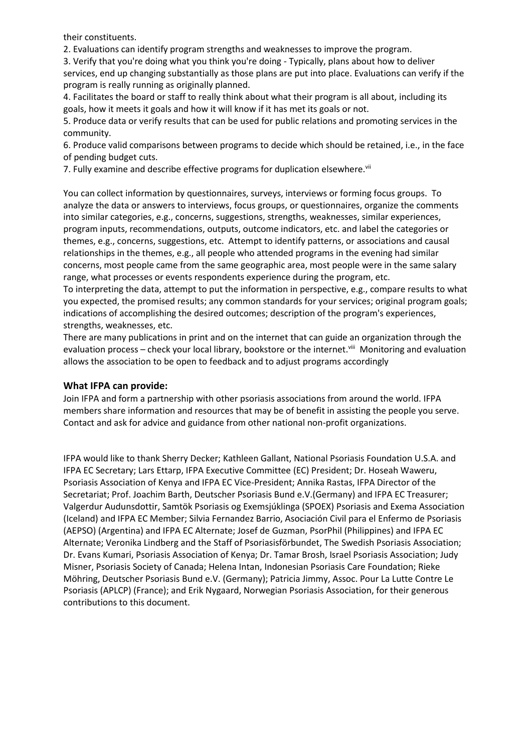their constituents.

2. Evaluations can identify program strengths and weaknesses to improve the program.

3. Verify that you're doing what you think you're doing - Typically, plans about how to deliver services, end up changing substantially as those plans are put into place. Evaluations can verify if the program is really running as originally planned.

4. Facilitates the board or staff to really think about what their program is all about, including its goals, how it meets it goals and how it will know if it has met its goals or not.

5. Produce data or verify results that can be used for public relations and promoting services in the community.

6. Produce valid comparisons between programs to decide which should be retained, i.e., in the face of pending budget cuts.

7. Fully examine and describe effective programs for duplication elsewhere.[vii]

You can collect information by questionnaires, surveys, interviews or forming focus groups. To analyze the data or answers to interviews, focus groups, or questionnaires, organize the comments into similar categories, e.g., concerns, suggestions, strengths, weaknesses, similar experiences, program inputs, recommendations, outputs, outcome indicators, etc. and label the categories or themes, e.g., concerns, suggestions, etc. Attempt to identify patterns, or associations and causal relationships in the themes, e.g., all people who attended programs in the evening had similar concerns, most people came from the same geographic area, most people were in the same salary range, what processes or events respondents experience during the program, etc.

To interpreting the data, attempt to put the information in perspective, e.g., compare results to what you expected, the promised results; any common standards for your services; original program goals; indications of accomplishing the desired outcomes; description of the program's experiences, strengths, weaknesses, etc.

There are many publications in print and on the internet that can guide an organization through the evaluation process – check your local library, bookstore or the internet.[viii] Monitoring and evaluation allows the association to be open to feedback and to adjust programs accordingly

### What IFPA can provide:

Join IFPA and form a partnership with other psoriasis associations from around the world. IFPA members share information and resources that may be of benefit in assisting the people you serve. Contact and ask for advice and guidance from other national non-profit organizations.

IFPA would like to thank Sherry Decker; Kathleen Gallant, National Psoriasis Foundation U.S.A. and IFPA EC Secretary; Lars Ettarp, IFPA Executive Committee (EC) President; Dr. Hoseah Waweru, Psoriasis Association of Kenya and IFPA EC Vice-President; Annika Rastas, IFPA Director of the Secretariat; Prof. Joachim Barth, Deutscher Psoriasis Bund e.V.(Germany) and IFPA EC Treasurer; Valgerdur Audunsdottir, Samtök Psoriasis og Exemsjúklinga (SPOEX) Psoriasis and Exema Association (Iceland) and IFPA EC Member; Silvia Fernandez Barrio, Asociación Civil para el Enfermo de Psoriasis (AEPSO) (Argentina) and IFPA EC Alternate; Josef de Guzman, PsorPhil (Philippines) and IFPA EC Alternate; Veronika Lindberg and the Staff of Psoriasisförbundet, The Swedish Psoriasis Association; Dr. Evans Kumari, Psoriasis Association of Kenya; Dr. Tamar Brosh, Israel Psoriasis Association; Judy Misner, Psoriasis Society of Canada; Helena Intan, Indonesian Psoriasis Care Foundation; Rieke Möhring, Deutscher Psoriasis Bund e.V. (Germany); Patricia Jimmy, Assoc. Pour La Lutte Contre Le Psoriasis (APLCP) (France); and Erik Nygaard, Norwegian Psoriasis Association, for their generous contributions to this document.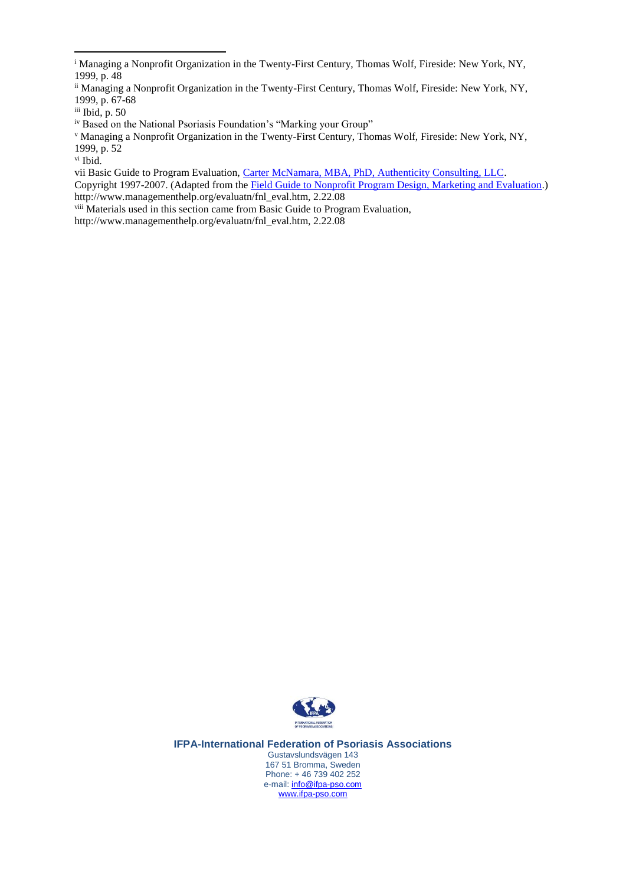[i] Managing a Nonprofit Organization in the Twenty-First Century, Thomas Wolf, Fireside: New York, NY, 1999, p. 48

[ii] Managing a Nonprofit Organization in the Twenty-First Century, Thomas Wolf, Fireside: New York, NY, 1999, p. 67-68

[iii] Ibid, p. 50

[iv] Based on the National Psoriasis Foundation's "Marking your Group"

[v] Managing a Nonprofit Organization in the Twenty-First Century, Thomas Wolf, Fireside: New York, NY, 1999, p. 52

[vi] Ibid.

vii Basic Guide to Program Evaluation, Carter McNamara, MBA, PhD, Authenticity Consulting, LLC. Copyright 1997-2007. (Adapted from the Field Guide to Nonprofit Program Design, Marketing and Evaluation.) http://www.managementhelp.org/evaluatn/fnl_eval.htm, 2.22.08

[viii] Materials used in this section came from Basic Guide to Program Evaluation, http://www.managementhelp.org/evaluatn/fnl_eval.htm, 2.22.08

INTERNATIONAL FEDERATION OF PSORIASIS ASSOCIATIONS

**IFPA-International Federation of Psoriasis Associations**
Gustavslundsvägen 143
167 51 Bromma, Sweden
Phone: + 46 739 402 252
e-mail: info@ifpa-pso.com
www.ifpa-pso.com